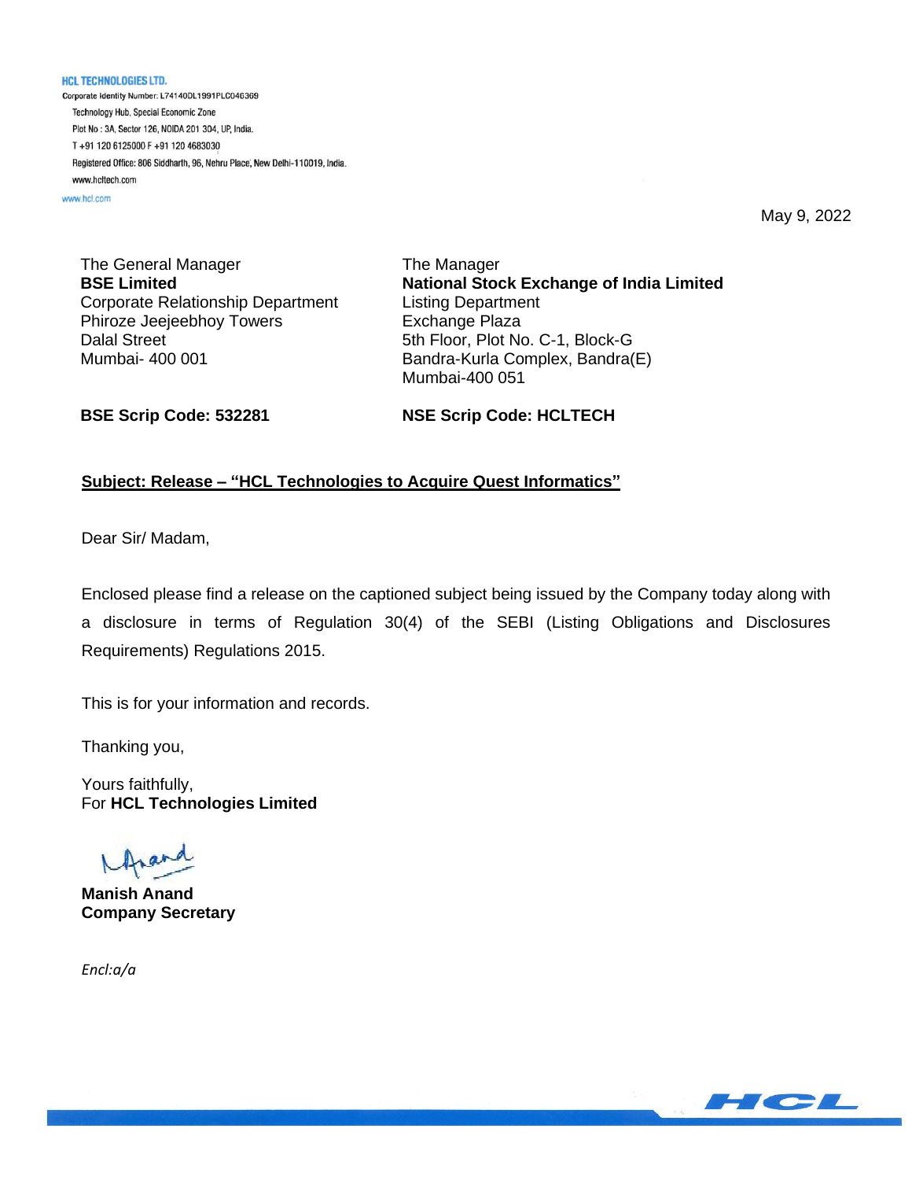**HCL TECHNOLOGIES LTD.**
Corporate Identity Number: L74140DL1991PLC046369
Technology Hub, Special Economic Zone
Plot No : 3A, Sector 126, NOIDA 201 304, UP, India.
T +91 120 6125000 F +91 120 4683030
Registered Office: 806 Siddharth, 96, Nehru Place, New Delhi-110019, India.
www.hcltech.com
www.hcl.com

May 9, 2022

The General Manager
**BSE Limited**
Corporate Relationship Department
Phiroze Jeejeebhoy Towers
Dalal Street
Mumbai- 400 001

The Manager
**National Stock Exchange of India Limited**
Listing Department
Exchange Plaza
5th Floor, Plot No. C-1, Block-G
Bandra-Kurla Complex, Bandra(E)
Mumbai-400 051

**BSE Scrip Code: 532281**

**NSE Scrip Code: HCLTECH**

**Subject: Release – "HCL Technologies to Acquire Quest Informatics"**

Dear Sir/ Madam,

Enclosed please find a release on the captioned subject being issued by the Company today along with a disclosure in terms of Regulation 30(4) of the SEBI (Listing Obligations and Disclosures Requirements) Regulations 2015.

This is for your information and records.

Thanking you,

Yours faithfully,
For **HCL Technologies Limited**

**Manish Anand**
**Company Secretary**

*Encl:a/a*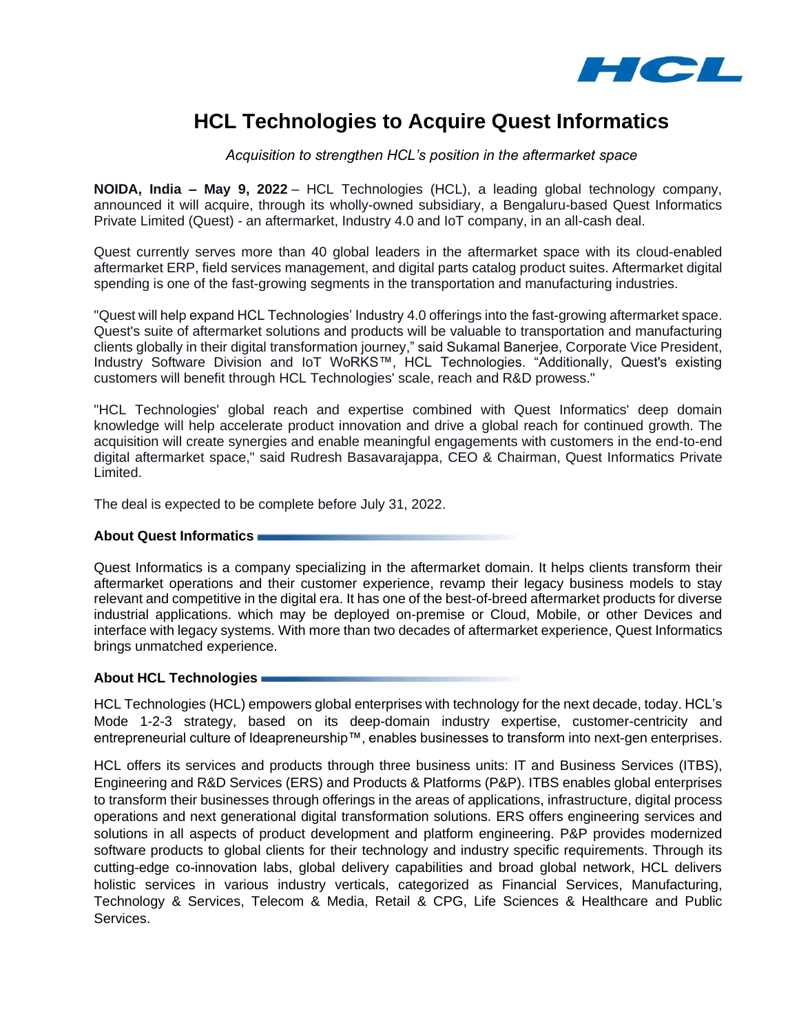# HCL Technologies to Acquire Quest Informatics

*Acquisition to strengthen HCL's position in the aftermarket space*

**NOIDA, India – May 9, 2022** – HCL Technologies (HCL), a leading global technology company, announced it will acquire, through its wholly-owned subsidiary, a Bengaluru-based Quest Informatics Private Limited (Quest) - an aftermarket, Industry 4.0 and IoT company, in an all-cash deal.

Quest currently serves more than 40 global leaders in the aftermarket space with its cloud-enabled aftermarket ERP, field services management, and digital parts catalog product suites. Aftermarket digital spending is one of the fast-growing segments in the transportation and manufacturing industries.

"Quest will help expand HCL Technologies' Industry 4.0 offerings into the fast-growing aftermarket space. Quest's suite of aftermarket solutions and products will be valuable to transportation and manufacturing clients globally in their digital transformation journey," said Sukamal Banerjee, Corporate Vice President, Industry Software Division and IoT WoRKS™, HCL Technologies. "Additionally, Quest's existing customers will benefit through HCL Technologies' scale, reach and R&D prowess."

"HCL Technologies' global reach and expertise combined with Quest Informatics' deep domain knowledge will help accelerate product innovation and drive a global reach for continued growth. The acquisition will create synergies and enable meaningful engagements with customers in the end-to-end digital aftermarket space," said Rudresh Basavarajappa, CEO & Chairman, Quest Informatics Private Limited.

The deal is expected to be complete before July 31, 2022.

**About Quest Informatics**

Quest Informatics is a company specializing in the aftermarket domain. It helps clients transform their aftermarket operations and their customer experience, revamp their legacy business models to stay relevant and competitive in the digital era. It has one of the best-of-breed aftermarket products for diverse industrial applications. which may be deployed on-premise or Cloud, Mobile, or other Devices and interface with legacy systems. With more than two decades of aftermarket experience, Quest Informatics brings unmatched experience.

**About HCL Technologies**

HCL Technologies (HCL) empowers global enterprises with technology for the next decade, today. HCL's Mode 1-2-3 strategy, based on its deep-domain industry expertise, customer-centricity and entrepreneurial culture of Ideapreneurship™, enables businesses to transform into next-gen enterprises.

HCL offers its services and products through three business units: IT and Business Services (ITBS), Engineering and R&D Services (ERS) and Products & Platforms (P&P). ITBS enables global enterprises to transform their businesses through offerings in the areas of applications, infrastructure, digital process operations and next generational digital transformation solutions. ERS offers engineering services and solutions in all aspects of product development and platform engineering. P&P provides modernized software products to global clients for their technology and industry specific requirements. Through its cutting-edge co-innovation labs, global delivery capabilities and broad global network, HCL delivers holistic services in various industry verticals, categorized as Financial Services, Manufacturing, Technology & Services, Telecom & Media, Retail & CPG, Life Sciences & Healthcare and Public Services.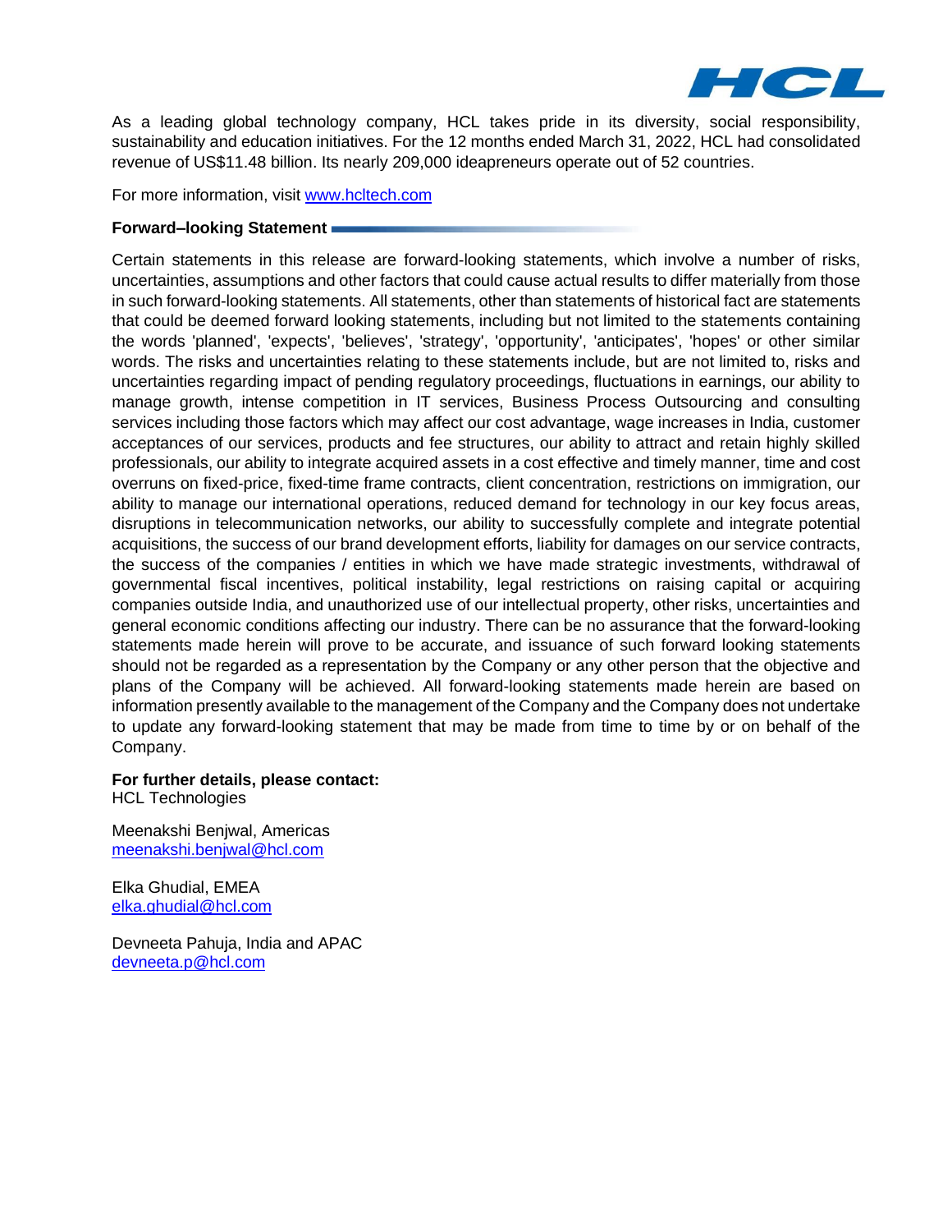As a leading global technology company, HCL takes pride in its diversity, social responsibility, sustainability and education initiatives. For the 12 months ended March 31, 2022, HCL had consolidated revenue of US$11.48 billion. Its nearly 209,000 ideapreneurs operate out of 52 countries.

For more information, visit [www.hcltech.com](http://www.hcltech.com)

**Forward–looking Statement**

Certain statements in this release are forward-looking statements, which involve a number of risks, uncertainties, assumptions and other factors that could cause actual results to differ materially from those in such forward-looking statements. All statements, other than statements of historical fact are statements that could be deemed forward looking statements, including but not limited to the statements containing the words 'planned', 'expects', 'believes', 'strategy', 'opportunity', 'anticipates', 'hopes' or other similar words. The risks and uncertainties relating to these statements include, but are not limited to, risks and uncertainties regarding impact of pending regulatory proceedings, fluctuations in earnings, our ability to manage growth, intense competition in IT services, Business Process Outsourcing and consulting services including those factors which may affect our cost advantage, wage increases in India, customer acceptances of our services, products and fee structures, our ability to attract and retain highly skilled professionals, our ability to integrate acquired assets in a cost effective and timely manner, time and cost overruns on fixed-price, fixed-time frame contracts, client concentration, restrictions on immigration, our ability to manage our international operations, reduced demand for technology in our key focus areas, disruptions in telecommunication networks, our ability to successfully complete and integrate potential acquisitions, the success of our brand development efforts, liability for damages on our service contracts, the success of the companies / entities in which we have made strategic investments, withdrawal of governmental fiscal incentives, political instability, legal restrictions on raising capital or acquiring companies outside India, and unauthorized use of our intellectual property, other risks, uncertainties and general economic conditions affecting our industry. There can be no assurance that the forward-looking statements made herein will prove to be accurate, and issuance of such forward looking statements should not be regarded as a representation by the Company or any other person that the objective and plans of the Company will be achieved. All forward-looking statements made herein are based on information presently available to the management of the Company and the Company does not undertake to update any forward-looking statement that may be made from time to time by or on behalf of the Company.

**For further details, please contact:**
HCL Technologies

Meenakshi Benjwal, Americas
[meenakshi.benjwal@hcl.com](mailto:meenakshi.benjwal@hcl.com)

Elka Ghudial, EMEA
[elka.ghudial@hcl.com](mailto:elka.ghudial@hcl.com)

Devneeta Pahuja, India and APAC
[devneeta.p@hcl.com](mailto:devneeta.p@hcl.com)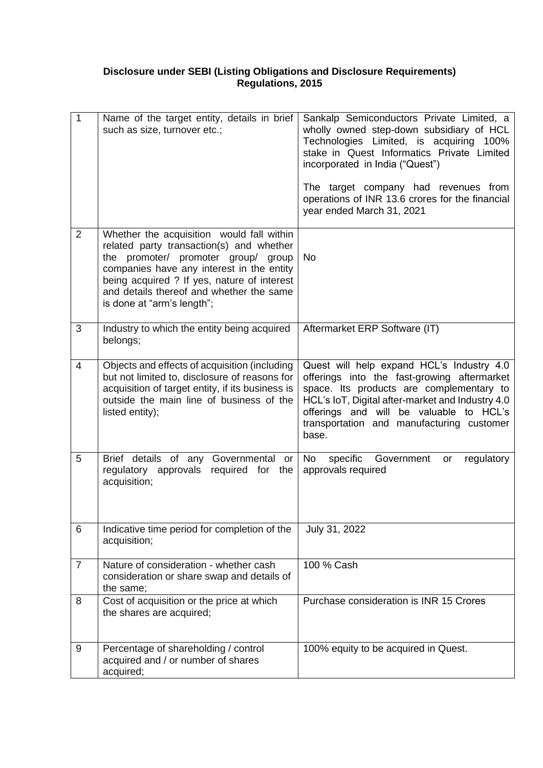**Disclosure under SEBI (Listing Obligations and Disclosure Requirements) Regulations, 2015**

| | | |
|---|---|---|
| 1 | Name of the target entity, details in brief such as size, turnover etc.; | Sankalp Semiconductors Private Limited, a wholly owned step-down subsidiary of HCL Technologies Limited, is acquiring 100% stake in Quest Informatics Private Limited incorporated in India ("Quest")<br><br>The target company had revenues from operations of INR 13.6 crores for the financial year ended March 31, 2021 |
| 2 | Whether the acquisition would fall within related party transaction(s) and whether the promoter/ promoter group/ group companies have any interest in the entity being acquired ? If yes, nature of interest and details thereof and whether the same is done at "arm's length"; | No |
| 3 | Industry to which the entity being acquired belongs; | Aftermarket ERP Software (IT) |
| 4 | Objects and effects of acquisition (including but not limited to, disclosure of reasons for acquisition of target entity, if its business is outside the main line of business of the listed entity); | Quest will help expand HCL's Industry 4.0 offerings into the fast-growing aftermarket space. Its products are complementary to HCL's IoT, Digital after-market and Industry 4.0 offerings and will be valuable to HCL's transportation and manufacturing customer base. |
| 5 | Brief details of any Governmental or regulatory approvals required for the acquisition; | No specific Government or regulatory approvals required |
| 6 | Indicative time period for completion of the acquisition; | July 31, 2022 |
| 7 | Nature of consideration - whether cash consideration or share swap and details of the same; | 100 % Cash |
| 8 | Cost of acquisition or the price at which the shares are acquired; | Purchase consideration is INR 15 Crores |
| 9 | Percentage of shareholding / control acquired and / or number of shares acquired; | 100% equity to be acquired in Quest. |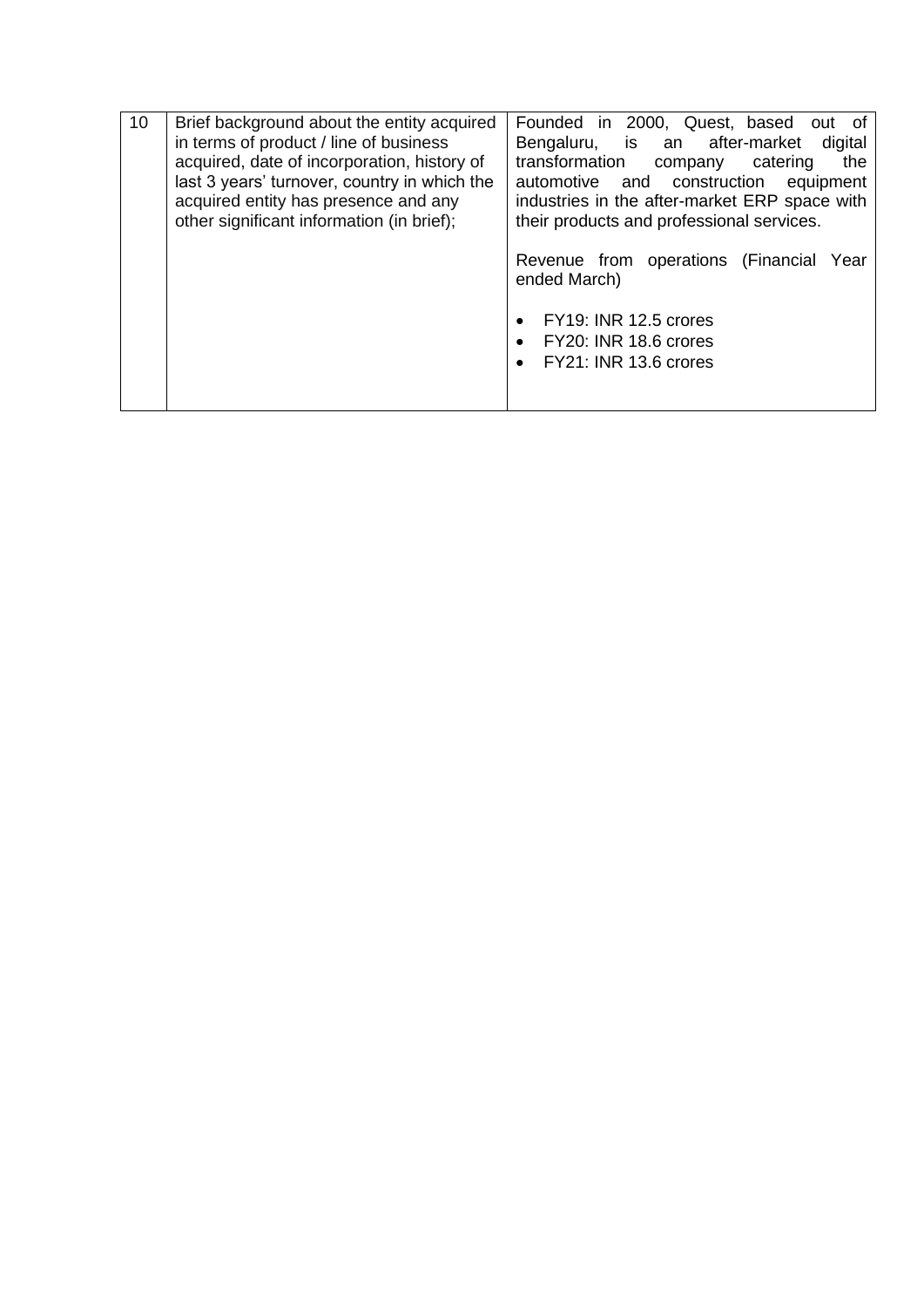| | | |
|---|---|---|
| 10 | Brief background about the entity acquired in terms of product / line of business acquired, date of incorporation, history of last 3 years' turnover, country in which the acquired entity has presence and any other significant information (in brief); | Founded in 2000, Quest, based out of Bengaluru, is an after-market digital transformation company catering the automotive and construction equipment industries in the after-market ERP space with their products and professional services.<br><br>Revenue from operations (Financial Year ended March)<br><br>• FY19: INR 12.5 crores<br>• FY20: INR 18.6 crores<br>• FY21: INR 13.6 crores |